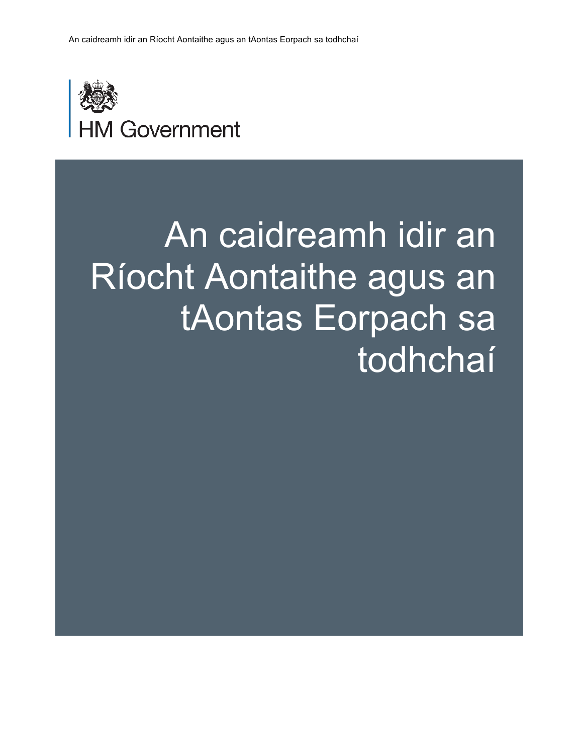HM Government

# An caidreamh idir an Ríocht Aontaithe agus an tAontas Eorpach sa todhchaí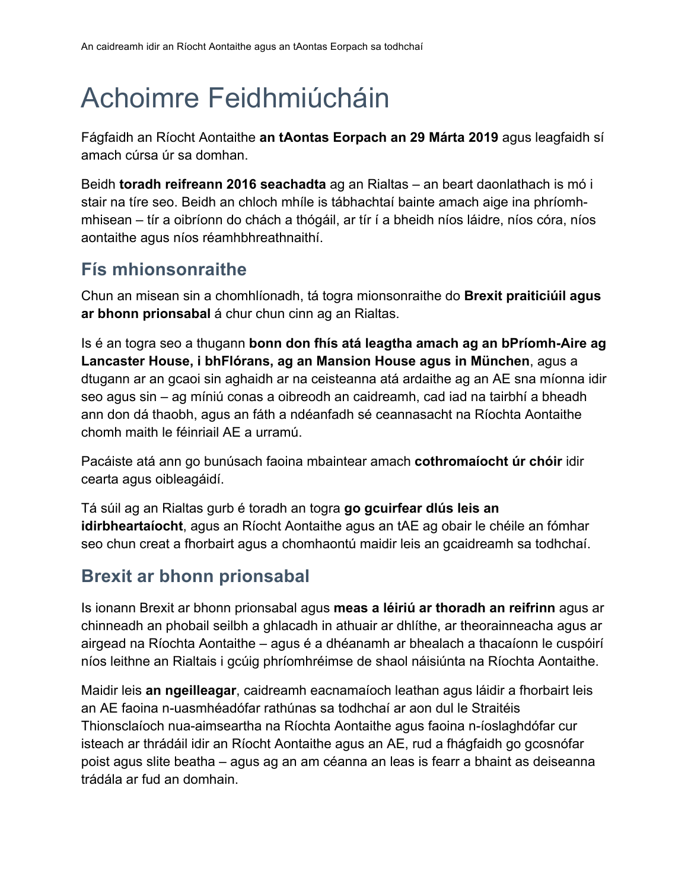# Achoimre Feidhmiúcháin

Fágfaidh an Ríocht Aontaithe **an tAontas Eorpach an 29 Márta 2019** agus leagfaidh sí amach cúrsa úr sa domhan.

Beidh **toradh reifreann 2016 seachadta** ag an Rialtas – an beart daonlathach is mó i stair na tíre seo. Beidh an chloch mhíle is tábhachtaí bainte amach aige ina phríomh-mhisean – tír a oibríonn do chách a thógáil, ar tír í a bheidh níos láidre, níos córa, níos aontaithe agus níos réamhbhreathnaithí.

## Fís mhionsonraithe

Chun an misean sin a chomhlíonadh, tá togra mionsonraithe do **Brexit praiticiúil agus ar bhonn prionsabal** á chur chun cinn ag an Rialtas.

Is é an togra seo a thugann **bonn don fhís atá leagtha amach ag an bPríomh-Aire ag Lancaster House, i bhFlórans, ag an Mansion House agus in München**, agus a dtugann ar an gcaoi sin aghaidh ar na ceisteanna atá ardaithe ag an AE sna míonna idir seo agus sin – ag míniú conas a oibreodh an caidreamh, cad iad na tairbhí a bheadh ann don dá thaobh, agus an fáth a ndéanfadh sé ceannasacht na Ríochta Aontaithe chomh maith le féinriail AE a urramú.

Pacáiste atá ann go bunúsach faoina mbaintear amach **cothromaíocht úr chóir** idir cearta agus oibleagáidí.

Tá súil ag an Rialtas gurb é toradh an togra **go gcuirfear dlús leis an idirbheartaíocht**, agus an Ríocht Aontaithe agus an tAE ag obair le chéile an fómhar seo chun creat a fhorbairt agus a chomhaontú maidir leis an gcaidreamh sa todhchaí.

## Brexit ar bhonn prionsabal

Is ionann Brexit ar bhonn prionsabal agus **meas a léiriú ar thoradh an reifrinn** agus ar chinneadh an phobail seilbh a ghlacadh in athuair ar dhlíthe, ar theorainneacha agus ar airgead na Ríochta Aontaithe – agus é a dhéanamh ar bhealach a thacaíonn le cuspóirí níos leithne an Rialtais i gcúig phríomhréimse de shaol náisiúnta na Ríochta Aontaithe.

Maidir leis **an ngeilleagar**, caidreamh eacnamaíoch leathan agus láidir a fhorbairt leis an AE faoina n-uasmhéadófar rathúnas sa todhchaí ar aon dul le Straitéis Thionsclaíoch nua-aimseartha na Ríochta Aontaithe agus faoina n-íoslaghdófar cur isteach ar thrádáil idir an Ríocht Aontaithe agus an AE, rud a fhágfaidh go gcosnófar poist agus slite beatha – agus ag an am céanna an leas is fearr a bhaint as deiseanna trádála ar fud an domhain.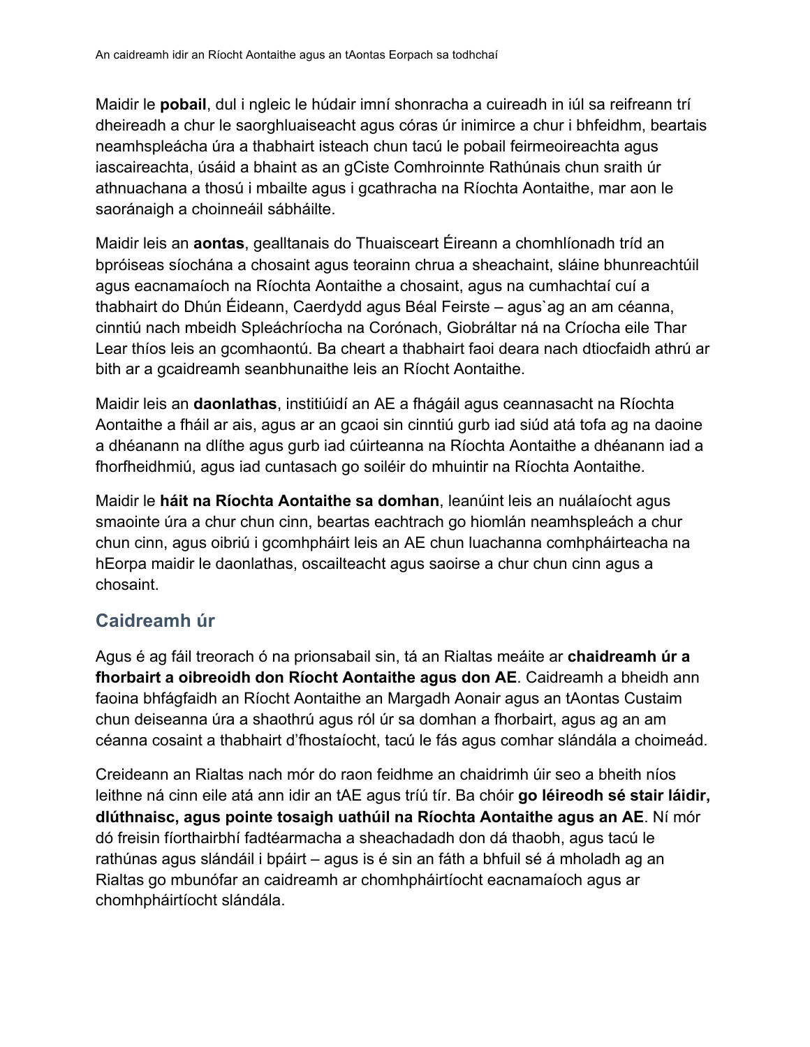Maidir le **pobail**, dul i ngleic le húdair imní shonracha a cuireadh in iúl sa reifreann trí dheireadh a chur le saorghluaiseacht agus córas úr inimirce a chur i bhfeidhm, beartais neamhspleácha úra a thabhairt isteach chun tacú le pobail feirmeoireachta agus iascaireachta, úsáid a bhaint as an gCiste Comhroinnte Rathúnais chun sraith úr athnuachana a thosú i mbailte agus i gcathracha na Ríochta Aontaithe, mar aon le saoránaigh a choinneáil sábháilte.

Maidir leis an **aontas**, gealltanais do Thuaisceart Éireann a chomhlíonadh tríd an bpróiseas síochána a chosaint agus teorainn chrua a sheachaint, sláine bhunreachtúil agus eacnamaíoch na Ríochta Aontaithe a chosaint, agus na cumhachtaí cuí a thabhairt do Dhún Éideann, Caerdydd agus Béal Feirste – agus`ag an am céanna, cinntiú nach mbeidh Spleáchríocha na Corónach, Giobráltar ná na Críocha eile Thar Lear thíos leis an gcomhaontú. Ba cheart a thabhairt faoi deara nach dtiocfaidh athrú ar bith ar a gcaidreamh seanbhunaithe leis an Ríocht Aontaithe.

Maidir leis an **daonlathas**, institiúidí an AE a fhágáil agus ceannasacht na Ríochta Aontaithe a fháil ar ais, agus ar an gcaoi sin cinntiú gurb iad siúd atá tofa ag na daoine a dhéanann na dlíthe agus gurb iad cúirteanna na Ríochta Aontaithe a dhéanann iad a fhorfheidhmiú, agus iad cuntasach go soiléir do mhuintir na Ríochta Aontaithe.

Maidir le **háit na Ríochta Aontaithe sa domhan**, leanúint leis an nuálaíocht agus smaointe úra a chur chun cinn, beartas eachtrach go hiomlán neamhspleách a chur chun cinn, agus oibriú i gcomhpháirt leis an AE chun luachanna comhpháirteacha na hEorpa maidir le daonlathas, oscailteacht agus saoirse a chur chun cinn agus a chosaint.

## Caidreamh úr

Agus é ag fáil treorach ó na prionsabail sin, tá an Rialtas meáite ar **chaidreamh úr a fhorbairt a oibreoidh don Ríocht Aontaithe agus don AE**. Caidreamh a bheidh ann faoina bhfágfaidh an Ríocht Aontaithe an Margadh Aonair agus an tAontas Custaim chun deiseanna úra a shaothrú agus ról úr sa domhan a fhorbairt, agus ag an am céanna cosaint a thabhairt d'fhostaíocht, tacú le fás agus comhar slándála a choimeád.

Creideann an Rialtas nach mór do raon feidhme an chaidrimh úir seo a bheith níos leithne ná cinn eile atá ann idir an tAE agus tríú tír. Ba chóir **go léireodh sé stair láidir, dlúthnaisc, agus pointe tosaigh uathúil na Ríochta Aontaithe agus an AE**. Ní mór dó freisin fíorthairbhí fadtéarmacha a sheachadadh don dá thaobh, agus tacú le rathúnas agus slándáil i bpáirt – agus is é sin an fáth a bhfuil sé á mholadh ag an Rialtas go mbunófar an caidreamh ar chomhpháirtíocht eacnamaíoch agus ar chomhpháirtíocht slándála.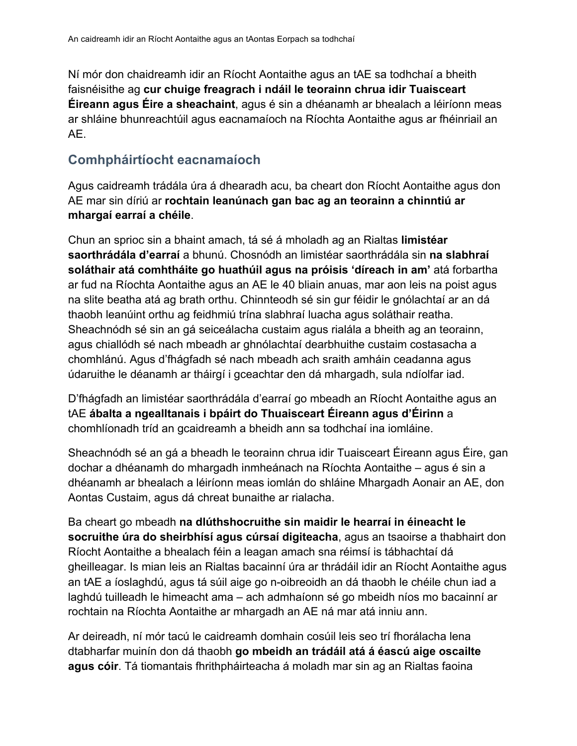Ní mór don chaidreamh idir an Ríocht Aontaithe agus an tAE sa todhchaí a bheith faisnéisithe ag **cur chuige freagrach i ndáil le teorainn chrua idir Tuaisceart Éireann agus Éire a sheachaint**, agus é sin a dhéanamh ar bhealach a léiríonn meas ar shláine bhunreachtúil agus eacnamaíoch na Ríochta Aontaithe agus ar fhéinriail an AE.

## Comhpháirtíocht eacnamaíoch

Agus caidreamh trádála úra á dhearadh acu, ba cheart don Ríocht Aontaithe agus don AE mar sin díriú ar **rochtain leanúnach gan bac ag an teorainn a chinntiú ar mhargaí earraí a chéile**.

Chun an sprioc sin a bhaint amach, tá sé á mholadh ag an Rialtas **limistéar saorthrádála d'earraí** a bhunú. Chosnódh an limistéar saorthrádála sin **na slabhraí soláthair atá comhtháite go huathúil agus na próisis 'díreach in am'** atá forbartha ar fud na Ríochta Aontaithe agus an AE le 40 bliain anuas, mar aon leis na poist agus na slite beatha atá ag brath orthu. Chinnteodh sé sin gur féidir le gnólachtaí ar an dá thaobh leanúint orthu ag feidhmiú trína slabhraí luacha agus soláthair reatha. Sheachnódh sé sin an gá seiceálacha custaim agus rialála a bheith ag an teorainn, agus chiallódh sé nach mbeadh ar ghnólachtaí dearbhuithe custaim costasacha a chomhlánú. Agus d'fhágfadh sé nach mbeadh ach sraith amháin ceadanna agus údaruithe le déanamh ar tháirgí i gceachtar den dá mhargadh, sula ndíolfar iad.

D'fhágfadh an limistéar saorthrádála d'earraí go mbeadh an Ríocht Aontaithe agus an tAE **ábalta a ngealltanais i bpáirt do Thuaisceart Éireann agus d'Éirinn** a chomhlíonadh tríd an gcaidreamh a bheidh ann sa todhchaí ina iomláine.

Sheachnódh sé an gá a bheadh le teorainn chrua idir Tuaisceart Éireann agus Éire, gan dochar a dhéanamh do mhargadh inmheánach na Ríochta Aontaithe – agus é sin a dhéanamh ar bhealach a léiríonn meas iomlán do shláine Mhargadh Aonair an AE, don Aontas Custaim, agus dá chreat bunaithe ar rialacha.

Ba cheart go mbeadh **na dlúthshocruithe sin maidir le hearraí in éineacht le socruithe úra do sheirbhísí agus cúrsaí digiteacha**, agus an tsaoirse a thabhairt don Ríocht Aontaithe a bhealach féin a leagan amach sna réimsí is tábhachtaí dá gheilleagar. Is mian leis an Rialtas bacainní úra ar thrádáil idir an Ríocht Aontaithe agus an tAE a íoslaghdú, agus tá súil aige go n-oibreoidh an dá thaobh le chéile chun iad a laghdú tuilleadh le himeacht ama – ach admhaíonn sé go mbeidh níos mo bacainní ar rochtain na Ríochta Aontaithe ar mhargadh an AE ná mar atá inniu ann.

Ar deireadh, ní mór tacú le caidreamh domhain cosúil leis seo trí fhorálacha lena dtabharfar muinín don dá thaobh **go mbeidh an trádáil atá á éascú aige oscailte agus cóir**. Tá tiomantais fhrithpháirteacha á moladh mar sin ag an Rialtas faoina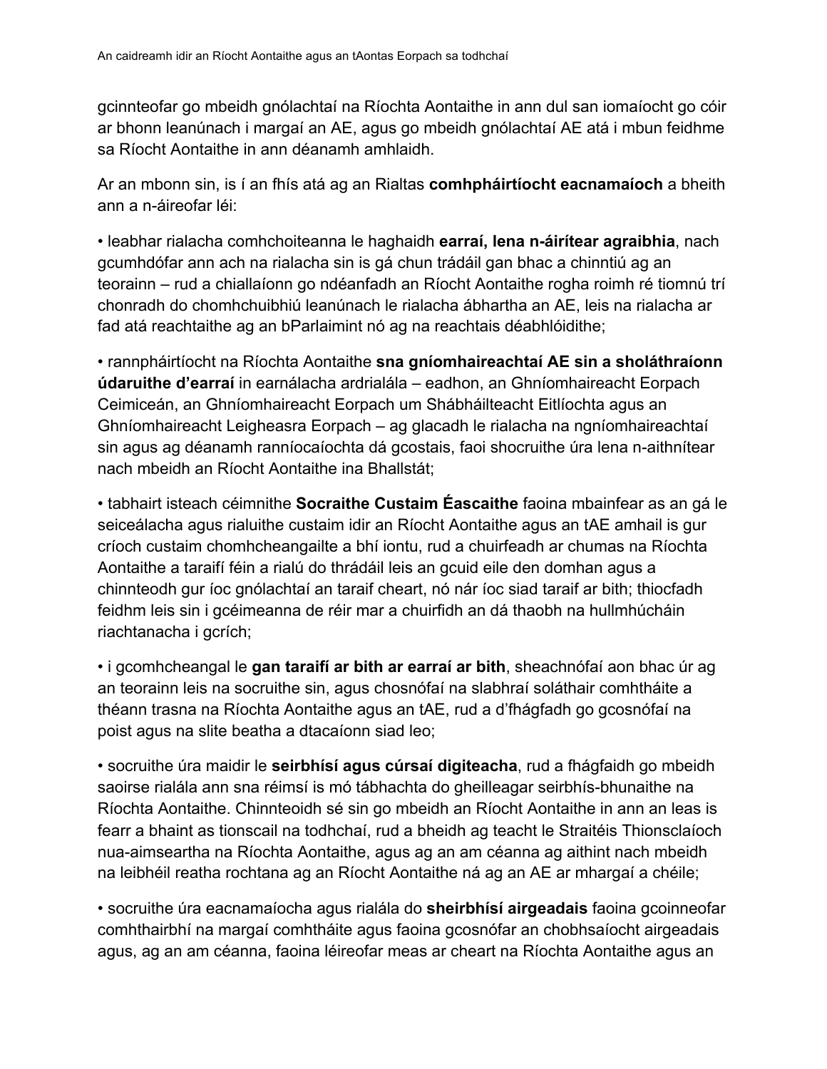gcinnteofar go mbeidh gnólachtaí na Ríochta Aontaithe in ann dul san iomaíocht go cóir ar bhonn leanúnach i margaí an AE, agus go mbeidh gnólachtaí AE atá i mbun feidhme sa Ríocht Aontaithe in ann déanamh amhlaidh.

Ar an mbonn sin, is í an fhís atá ag an Rialtas **comhpháirtíocht eacnamaíoch** a bheith ann a n-áireofar léi:

- leabhar rialacha comhchoiteanna le haghaidh **earraí, lena n-áirítear agraibhia**, nach gcumhdófar ann ach na rialacha sin is gá chun trádáil gan bhac a chinntiú ag an teorainn – rud a chiallaíonn go ndéanfadh an Ríocht Aontaithe rogha roimh ré tiomnú trí chonradh do chomhchuibhiú leanúnach le rialacha ábhartha an AE, leis na rialacha ar fad atá reachtaithe ag an bParlaimint nó ag na reachtais déabhlóidithe;
- rannpháirtíocht na Ríochta Aontaithe **sna gníomhaireachtaí AE sin a sholáthraíonn údaruithe d'earraí** in earnálacha ardrialála – eadhon, an Ghníomhaireacht Eorpach Ceimiceán, an Ghníomhaireacht Eorpach um Shábháilteacht Eitlíochta agus an Ghníomhaireacht Leigheasra Eorpach – ag glacadh le rialacha na ngníomhaireachtaí sin agus ag déanamh ranníocaíochta dá gcostais, faoi shocruithe úra lena n-aithnítear nach mbeidh an Ríocht Aontaithe ina Ballstát;
- tabhairt isteach céimnithe **Socraithe Custaim Éascaithe** faoina mbainfear as an gá le seiceálacha agus rialuithe custaim idir an Ríocht Aontaithe agus an tAE amhail is gur críoch custaim chomhcheangailte a bhí iontu, rud a chuirfeadh ar chumas na Ríochta Aontaithe a taraifí féin a rialú do thrádáil leis an gcuid eile den domhan agus a chinnteodh gur íoc gnólachtaí an taraif cheart, nó nár íoc siad taraif ar bith; thiocfadh feidhm leis sin i gcéimeanna de réir mar a chuirfidh an dá thaobh na hullmhúcháin riachtanacha i gcrích;
- i gcomhcheangal le **gan taraifí ar bith ar earraí ar bith**, sheachnófaí aon bhac úr ag an teorainn leis na socruithe sin, agus chosnófaí na slabhraí soláthair comhtháite a théann trasna na Ríochta Aontaithe agus an tAE, rud a d'fhágfadh go gcosnófaí na poist agus na slite beatha a dtacaíonn siad leo;
- socruithe úra maidir le **seirbhísí agus cúrsaí digiteacha**, rud a fhágfaidh go mbeidh saoirse rialála ann sna réimsí is mó tábhachta do gheilleagar seirbhís-bhunaithe na Ríochta Aontaithe. Chinnteoidh sé sin go mbeidh an Ríocht Aontaithe in ann an leas is fearr a bhaint as tionscail na todhchaí, rud a bheidh ag teacht le Straitéis Thionsclaíoch nua-aimseartha na Ríochta Aontaithe, agus ag an am céanna ag aithint nach mbeidh na leibhéil reatha rochtana ag an Ríocht Aontaithe ná ag an AE ar mhargaí a chéile;
- socruithe úra eacnamaíocha agus rialála do **sheirbhísí airgeadais** faoina gcoinneofar comhthairbhí na margaí comhtháite agus faoina gcosnófar an chobhsaíocht airgeadais agus, ag an am céanna, faoina léireofar meas ar cheart na Ríochta Aontaithe agus an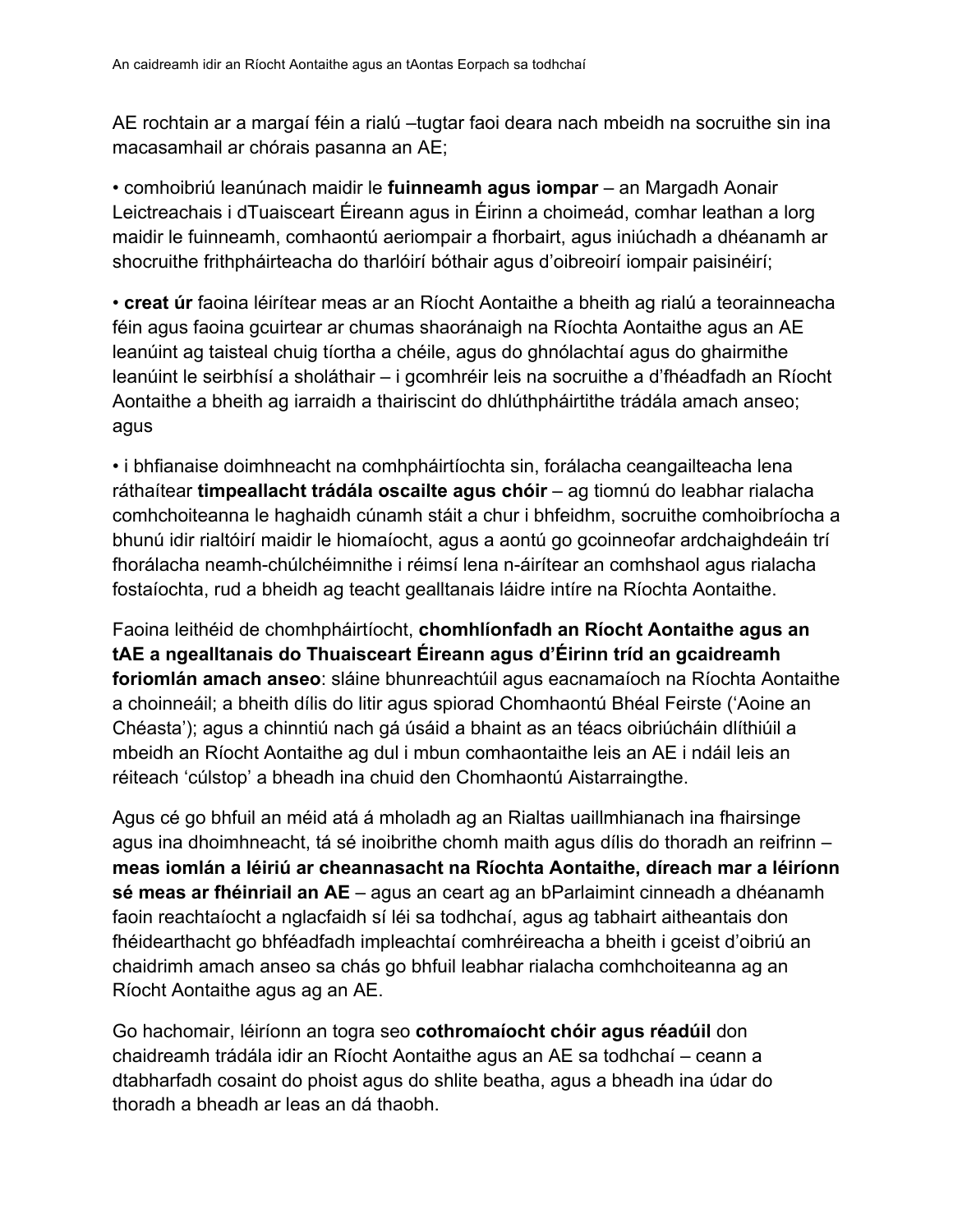AE rochtain ar a margaí féin a rialú –tugtar faoi deara nach mbeidh na socruithe sin ina macasamhail ar chórais pasanna an AE;

• comhoibriú leanúnach maidir le **fuinneamh agus iompar** – an Margadh Aonair Leictreachais i dTuaisceart Éireann agus in Éirinn a choimeád, comhar leathan a lorg maidir le fuinneamh, comhaontú aeriompair a fhorbairt, agus iniúchadh a dhéanamh ar shocruithe frithpháirteacha do tharlóirí bóthair agus d'oibreoirí iompair paisinéirí;

• **creat úr** faoina léirítear meas ar an Ríocht Aontaithe a bheith ag rialú a teorainneacha féin agus faoina gcuirtear ar chumas shaoránaigh na Ríochta Aontaithe agus an AE leanúint ag taisteal chuig tíortha a chéile, agus do ghnólachtaí agus do ghairmithe leanúint le seirbhísí a sholáthair – i gcomhréir leis na socruithe a d'fhéadfadh an Ríocht Aontaithe a bheith ag iarraidh a thairiscint do dhlúthpháirtithe trádála amach anseo; agus

• i bhfianaise doimhneacht na comhpháirtíochta sin, forálacha ceangailteacha lena ráthaítear **timpeallacht trádála oscailte agus chóir** – ag tiomnú do leabhar rialacha comhchoiteanna le haghaidh cúnamh stáit a chur i bhfeidhm, socruithe comhoibríocha a bhunú idir rialtóirí maidir le hiomaíocht, agus a aontú go gcoinneofar ardchaighdeáin trí fhorálacha neamh-chúlchéimnithe i réimsí lena n-áirítear an comhshaol agus rialacha fostaíochta, rud a bheidh ag teacht gealltanais láidre intíre na Ríochta Aontaithe.

Faoina leithéid de chomhpháirtíocht, **chomhlíonfadh an Ríocht Aontaithe agus an tAE a ngealltanais do Thuaisceart Éireann agus d'Éirinn tríd an gcaidreamh foriomlán amach anseo**: sláine bhunreachtúil agus eacnamaíoch na Ríochta Aontaithe a choinneáil; a bheith dílis do litir agus spiorad Chomhaontú Bhéal Feirste ('Aoine an Chéasta'); agus a chinntiú nach gá úsáid a bhaint as an téacs oibriúcháin dlíthiúil a mbeidh an Ríocht Aontaithe ag dul i mbun comhaontaithe leis an AE i ndáil leis an réiteach 'cúlstop' a bheadh ina chuid den Chomhaontú Aistarraingthe.

Agus cé go bhfuil an méid atá á mholadh ag an Rialtas uaillmhianach ina fhairsinge agus ina dhoimhneacht, tá sé inoibrithe chomh maith agus dílis do thoradh an reifrinn – **meas iomlán a léiriú ar cheannasacht na Ríochta Aontaithe, díreach mar a léiríonn sé meas ar fhéinriail an AE** – agus an ceart ag an bParlaimint cinneadh a dhéanamh faoin reachtaíocht a nglacfaidh sí léi sa todhchaí, agus ag tabhairt aitheantais don fhéidearthacht go bhféadfadh impleachtaí comhréireacha a bheith i gceist d'oibriú an chaidrimh amach anseo sa chás go bhfuil leabhar rialacha comhchoiteanna ag an Ríocht Aontaithe agus ag an AE.

Go hachomair, léiríonn an togra seo **cothromaíocht chóir agus réadúil** don chaidreamh trádála idir an Ríocht Aontaithe agus an AE sa todhchaí – ceann a dtabharfadh cosaint do phoist agus do shlite beatha, agus a bheadh ina údar do thoradh a bheadh ar leas an dá thaobh.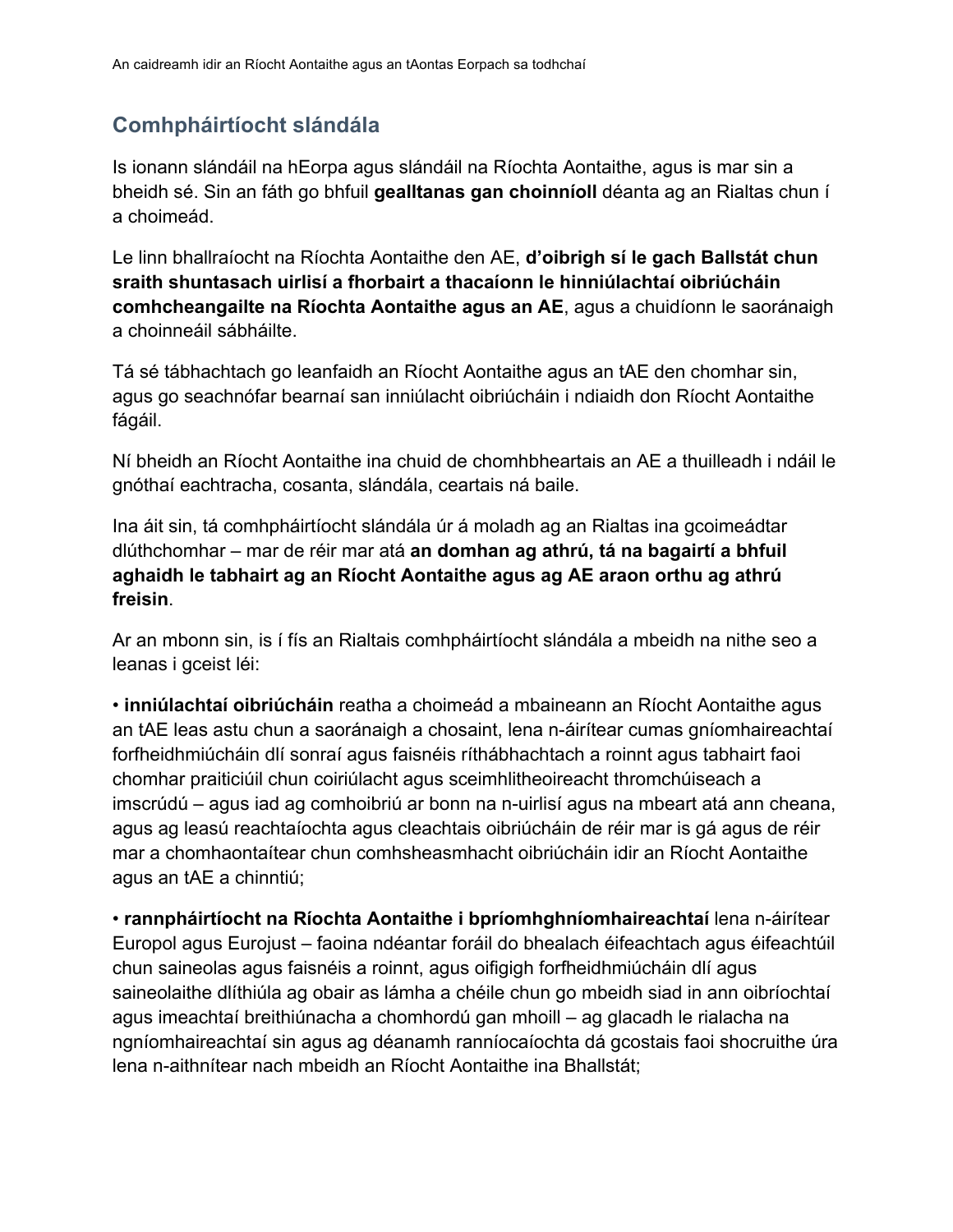## Comhpháirtíocht slándála

Is ionann slándáil na hEorpa agus slándáil na Ríochta Aontaithe, agus is mar sin a bheidh sé. Sin an fáth go bhfuil **gealltanas gan choinníoll** déanta ag an Rialtas chun í a choimeád.

Le linn bhallraíocht na Ríochta Aontaithe den AE, **d'oibrigh sí le gach Ballstát chun sraith shuntasach uirlisí a fhorbairt a thacaíonn le hinniúlachtaí oibriúcháin comhcheangailte na Ríochta Aontaithe agus an AE**, agus a chuidíonn le saoránaigh a choinneáil sábháilte.

Tá sé tábhachtach go leanfaidh an Ríocht Aontaithe agus an tAE den chomhar sin, agus go seachnófar bearnaí san inniúlacht oibriúcháin i ndiaidh don Ríocht Aontaithe fágáil.

Ní bheidh an Ríocht Aontaithe ina chuid de chomhbheartais an AE a thuilleadh i ndáil le gnóthaí eachtracha, cosanta, slándála, ceartais ná baile.

Ina áit sin, tá comhpháirtíocht slándála úr á moladh ag an Rialtas ina gcoimeádtar dlúthchomhar – mar de réir mar atá **an domhan ag athrú, tá na bagairtí a bhfuil aghaidh le tabhairt ag an Ríocht Aontaithe agus ag AE araon orthu ag athrú freisin**.

Ar an mbonn sin, is í fís an Rialtais comhpháirtíocht slándála a mbeidh na nithe seo a leanas i gceist léi:

- **inniúlachtaí oibriúcháin** reatha a choimeád a mbaineann an Ríocht Aontaithe agus an tAE leas astu chun a saoránaigh a chosaint, lena n-áirítear cumas gníomhaireachtaí forfheidhmiúcháin dlí sonraí agus faisnéis ríthábhachtach a roinnt agus tabhairt faoi chomhar praiticiúil chun coiriúlacht agus sceimhlitheoireacht thromchúiseach a imscrúdú – agus iad ag comhoibriú ar bonn na n-uirlisí agus na mbeart atá ann cheana, agus ag leasú reachtaíochta agus cleachtais oibriúcháin de réir mar is gá agus de réir mar a chomhaontaítear chun comhsheasmhacht oibriúcháin idir an Ríocht Aontaithe agus an tAE a chinntiú;

- **rannpháirtíocht na Ríochta Aontaithe i bpríomhghníomhaireachtaí** lena n-áirítear Europol agus Eurojust – faoina ndéantar foráil do bhealach éifeachtach agus éifeachtúil chun saineolas agus faisnéis a roinnt, agus oifigigh forfheidhmiúcháin dlí agus saineolaithe dlíthiúla ag obair as lámha a chéile chun go mbeidh siad in ann oibríochtaí agus imeachtaí breithiúnacha a chomhordú gan mhoill – ag glacadh le rialacha na ngníomhaireachtaí sin agus ag déanamh ranníocaíochta dá gcostais faoi shocruithe úra lena n-aithnítear nach mbeidh an Ríocht Aontaithe ina Ballstát;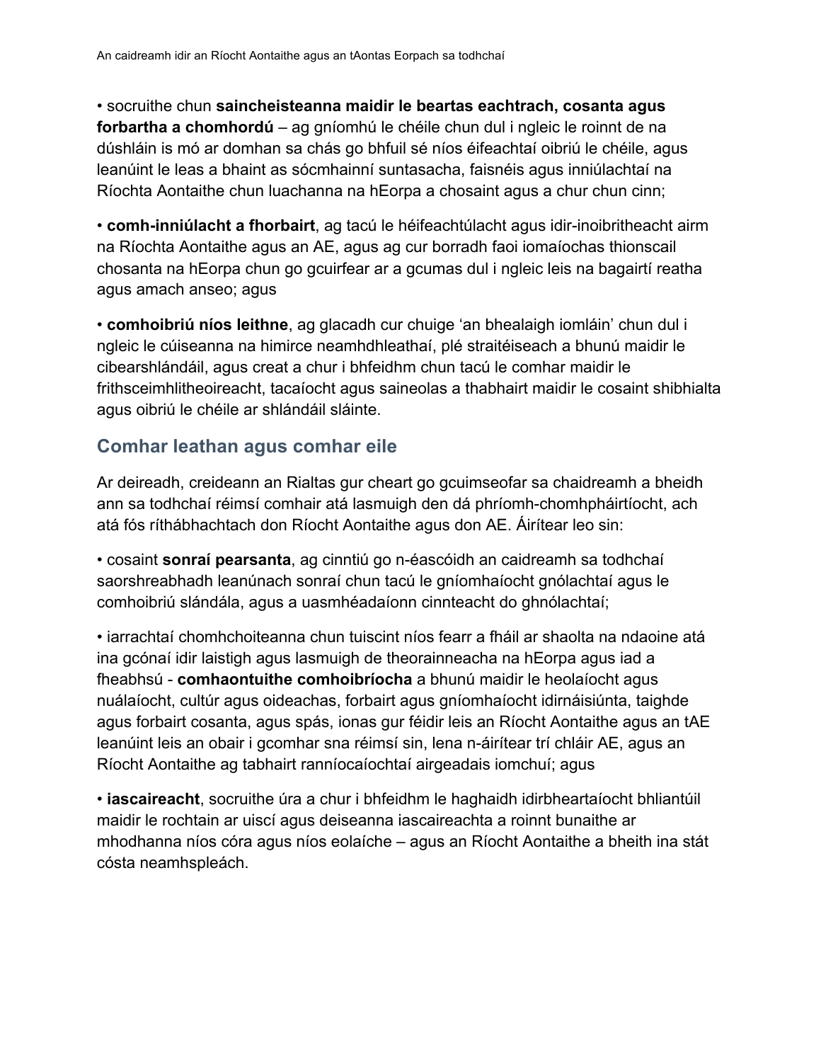- socruithe chun **saincheisteanna maidir le beartas eachtrach, cosanta agus forbartha a chomhordú** – ag gníomhú le chéile chun dul i ngleic le roinnt de na dúshláin is mó ar domhan sa chás go bhfuil sé níos éifeachtaí oibriú le chéile, agus leanúint le leas a bhaint as sócmhainní suntasacha, faisnéis agus inniúlachtaí na Ríochta Aontaithe chun luachanna na hEorpa a chosaint agus a chur chun cinn;

- **comh-inniúlacht a fhorbairt**, ag tacú le héifeachtúlacht agus idir-inoibritheacht airm na Ríochta Aontaithe agus an AE, agus ag cur borradh faoi iomaíochas thionscail chosanta na hEorpa chun go gcuirfear ar a gcumas dul i ngleic leis na bagairtí reatha agus amach anseo; agus

- **comhoibriú níos leithne**, ag glacadh cur chuige 'an bhealaigh iomláin' chun dul i ngleic le cúiseanna na himirce neamhdhleathaí, plé straitéiseach a bhunú maidir le cibearshlándáil, agus creat a chur i bhfeidhm chun tacú le comhar maidir le frithsceimhlitheoireacht, tacaíocht agus saineolas a thabhairt maidir le cosaint shibhialta agus oibriú le chéile ar shlándáil sláinte.

## Comhar leathan agus comhar eile

Ar deireadh, creideann an Rialtas gur cheart go gcuimseofar sa chaidreamh a bheidh ann sa todhchaí réimsí comhair atá lasmuigh den dá phríomh-chomhpháirtíocht, ach atá fós ríthábhachtach don Ríocht Aontaithe agus don AE. Áirítear leo sin:

- cosaint **sonraí pearsanta**, ag cinntiú go n-éascóidh an caidreamh sa todhchaí saorshreabhadh leanúnach sonraí chun tacú le gníomhaíocht gnólachtaí agus le comhoibriú slándála, agus a uasmhéadaíonn cinnteacht do ghnólachtaí;

- iarrachtaí chomhchoiteanna chun tuiscint níos fearr a fháil ar shaolta na ndaoine atá ina gcónaí idir laistigh agus lasmuigh de theorainneacha na hEorpa agus iad a fheabhsú - **comhaontuithe comhoibríocha** a bhunú maidir le heolaíocht agus nuálaíocht, cultúr agus oideachas, forbairt agus gníomhaíocht idirnáisiúnta, taighde agus forbairt cosanta, agus spás, ionas gur féidir leis an Ríocht Aontaithe agus an tAE leanúint leis an obair i gcomhar sna réimsí sin, lena n-áirítear trí chláir AE, agus an Ríocht Aontaithe ag tabhairt ranníocaíochtaí airgeadais iomchuí; agus

- **iascaireacht**, socruithe úra a chur i bhfeidhm le haghaidh idirbheartaíocht bhliantúil maidir le rochtain ar uiscí agus deiseanna iascaireachta a roinnt bunaithe ar mhodhanna níos córa agus níos eolaíche – agus an Ríocht Aontaithe a bheith ina stát cósta neamhspleách.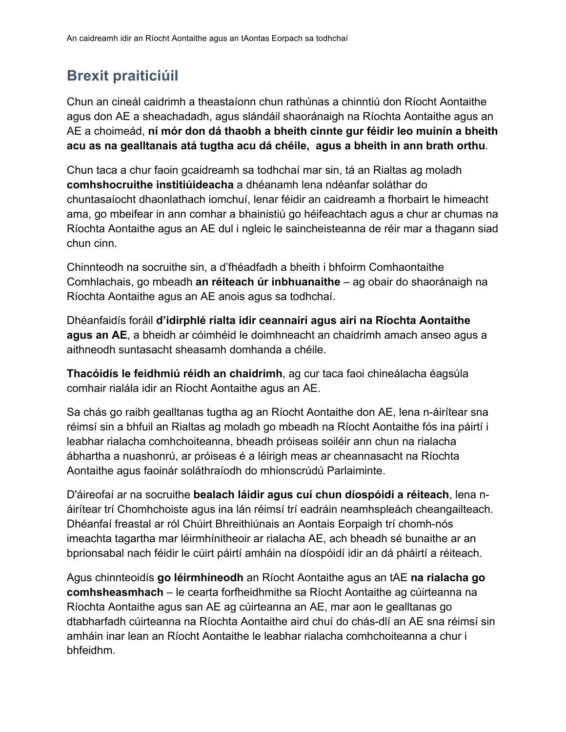## Brexit praiticiúil

Chun an cineál caidrimh a theastaíonn chun rathúnas a chinntiú don Ríocht Aontaithe agus don AE a sheachadadh, agus slándáil shaoránaigh na Ríochta Aontaithe agus an AE a choimeád, **ní mór don dá thaobh a bheith cinnte gur féidir leo muinín a bheith acu as na gealltanais atá tugtha acu dá chéile, agus a bheith in ann brath orthu**.

Chun taca a chur faoin gcaidreamh sa todhchaí mar sin, tá an Rialtas ag moladh **comhshocruithe institiúideacha** a dhéanamh lena ndéanfar soláthar do chuntasaíocht dhaonlathach iomchuí, lenar féidir an caidreamh a fhorbairt le himeacht ama, go mbeifear in ann comhar a bhainistiú go héifeachtach agus a chur ar chumas na Ríochta Aontaithe agus an AE dul i ngleic le saincheisteanna de réir mar a thagann siad chun cinn.

Chinnteodh na socruithe sin, a d'fhéadfadh a bheith i bhfoirm Comhaontaithe Comhlachais, go mbeadh **an réiteach úr inbhuanaithe** – ag obair do shaoránaigh na Ríochta Aontaithe agus an AE anois agus sa todhchaí.

Dhéanfaidís foráil **d'idirphlé rialta idir ceannairí agus airí na Ríochta Aontaithe agus an AE**, a bheidh ar cóimhéid le doimhneacht an chaidrimh amach anseo agus a aithneodh suntasacht sheasamh domhanda a chéile.

**Thacóidís le feidhmiú réidh an chaidrimh**, ag cur taca faoi chineálacha éagsúla comhair rialála idir an Ríocht Aontaithe agus an AE.

Sa chás go raibh gealltanas tugtha ag an Ríocht Aontaithe don AE, lena n-áirítear sna réimsí sin a bhfuil an Rialtas ag moladh go mbeadh na Ríocht Aontaithe fós ina páirtí i leabhar rialacha comhchoiteanna, bheadh próiseas soiléir ann chun na rialacha ábhartha a nuashonrú, ar próiseas é a léirigh meas ar cheannasacht na Ríochta Aontaithe agus faoinár soláthraíodh do mhionscrúdú Parlaiminte.

D'áireofaí ar na socruithe **bealach láidir agus cuí chun díospóidí a réiteach**, lena n-áirítear trí Chomhchoiste agus ina lán réimsí trí eadráin neamhspleách cheangailteach. Dhéanfaí freastal ar ról Chúirt Bhreithiúnais an Aontais Eorpaigh trí chomh-nós imeachta tagartha mar léirmhínitheoir ar rialacha AE, ach bheadh sé bunaithe ar an bprionsabal nach féidir le cúirt páirtí amháin na díospóidí idir an dá pháirtí a réiteach.

Agus chinnteoidís **go léirmhíneodh** an Ríocht Aontaithe agus an tAE **na rialacha go comhsheasmhach** – le cearta forfheidhmithe sa Ríocht Aontaithe ag cúirteanna na Ríochta Aontaithe agus san AE ag cúirteanna an AE, mar aon le gealltanas go dtabharfadh cúirteanna na Ríochta Aontaithe aird chuí do chás-dlí an AE sna réimsí sin amháin inar lean an Ríocht Aontaithe le leabhar rialacha comhchoiteanna a chur i bhfeidhm.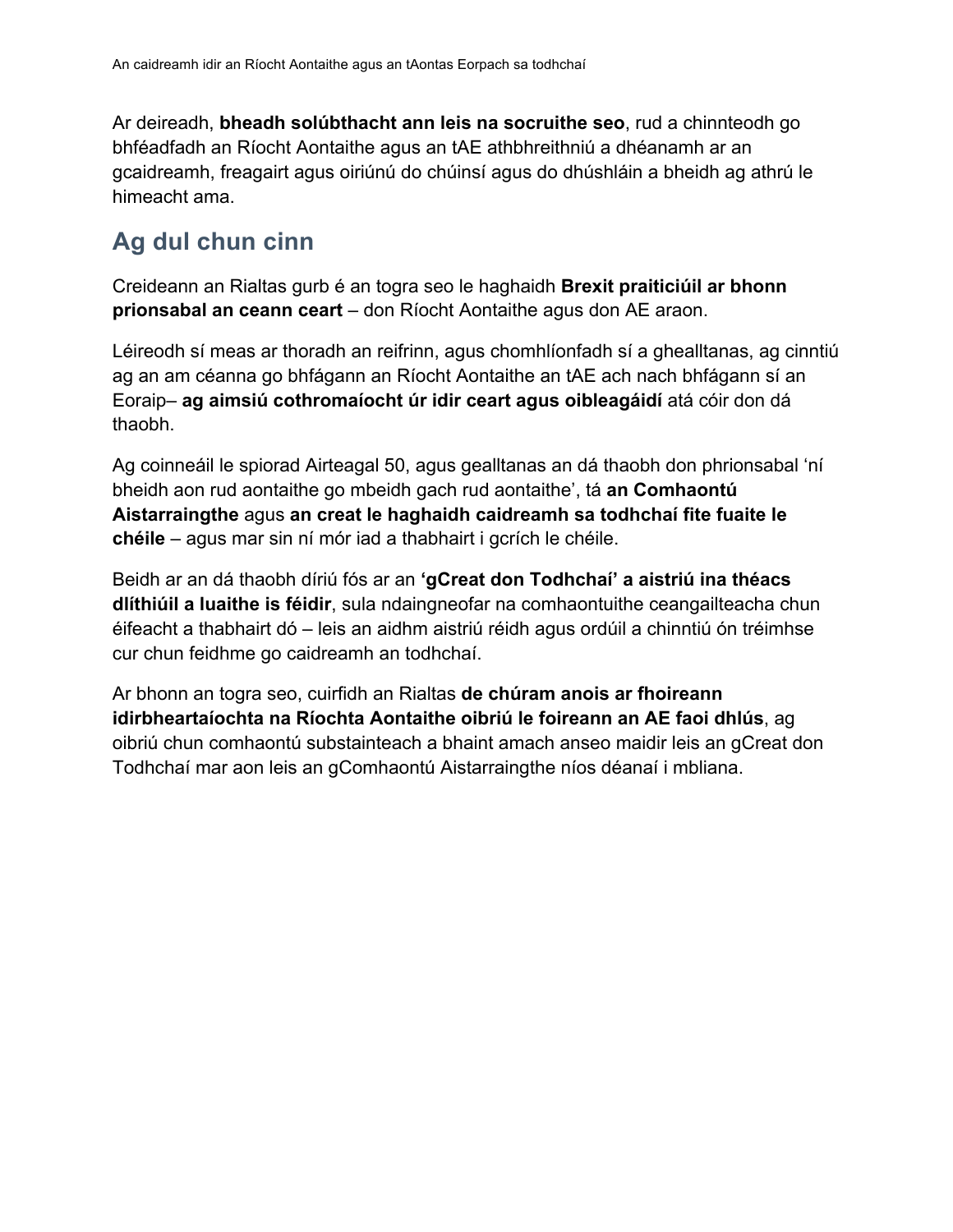Ar deireadh, **bheadh solúbthacht ann leis na socruithe seo**, rud a chinnteodh go bhféadfadh an Ríocht Aontaithe agus an tAE athbhreithniú a dhéanamh ar an gcaidreamh, freagairt agus oiriúnú do chúinsí agus do dhúshláin a bheidh ag athrú le himeacht ama.

## Ag dul chun cinn

Creideann an Rialtas gurb é an togra seo le haghaidh **Brexit praiticiúil ar bhonn prionsabal an ceann ceart** – don Ríocht Aontaithe agus don AE araon.

Léireodh sí meas ar thoradh an reifrinn, agus chomhlíonfadh sí a ghealltanas, ag cinntiú ag an am céanna go bhfágann an Ríocht Aontaithe an tAE ach nach bhfágann sí an Eoraip– **ag aimsiú cothromaíocht úr idir ceart agus oibleagáidí** atá cóir don dá thaobh.

Ag coinneáil le spiorad Airteagal 50, agus gealltanas an dá thaobh don phrionsabal 'ní bheidh aon rud aontaithe go mbeidh gach rud aontaithe', tá **an Comhaontú Aistarraingthe** agus **an creat le haghaidh caidreamh sa todhchaí fite fuaite le chéile** – agus mar sin ní mór iad a thabhairt i gcrích le chéile.

Beidh ar an dá thaobh díriú fós ar an **'gCreat don Todhchaí' a aistriú ina théacs dlíthiúil a luaithe is féidir**, sula ndaingneofar na comhaontuithe ceangailteacha chun éifeacht a thabhairt dó – leis an aidhm aistriú réidh agus ordúil a chinntiú ón tréimhse cur chun feidhme go caidreamh an todhchaí.

Ar bhonn an togra seo, cuirfidh an Rialtas **de chúram anois ar fhoireann idirbheartaíochta na Ríochta Aontaithe oibriú le foireann an AE faoi dhlús**, ag oibriú chun comhaontú substainteach a bhaint amach anseo maidir leis an gCreat don Todhchaí mar aon leis an gComhaontú Aistarraingthe níos déanaí i mbliana.